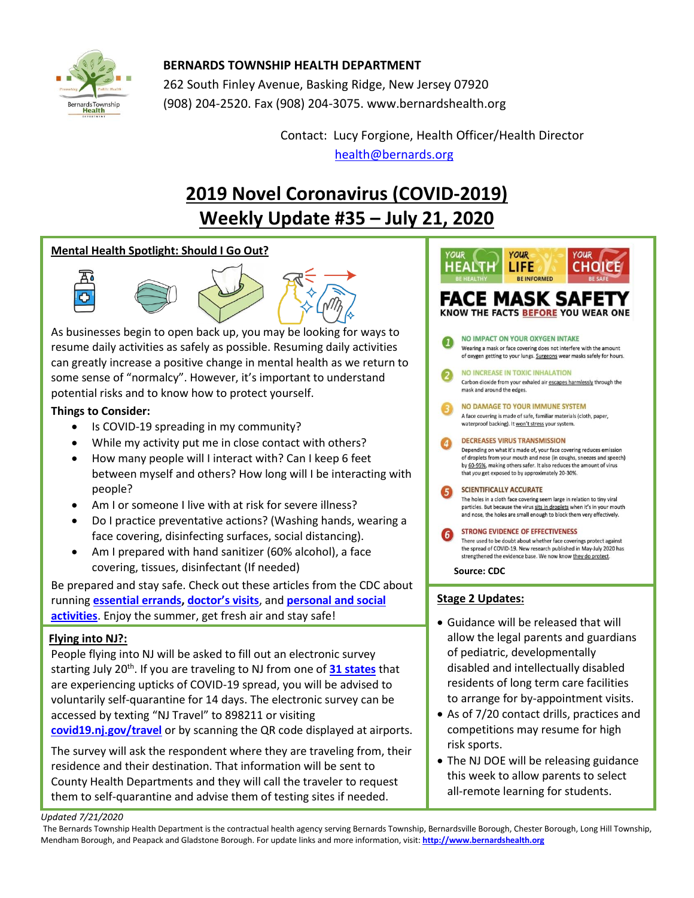**BERNARDS TOWNSHIP HEALTH DEPARTMENT**
262 South Finley Avenue, Basking Ridge, New Jersey 07920
(908) 204-2520. Fax (908) 204-3075. www.bernardshealth.org

Contact: Lucy Forgione, Health Officer/Health Director
health@bernards.org

# 2019 Novel Coronavirus (COVID-2019) Weekly Update #35 – July 21, 2020

## Mental Health Spotlight: Should I Go Out?

As businesses begin to open back up, you may be looking for ways to resume daily activities as safely as possible. Resuming daily activities can greatly increase a positive change in mental health as we return to some sense of "normalcy". However, it's important to understand potential risks and to know how to protect yourself.

**Things to Consider:**

- Is COVID-19 spreading in my community?
- While my activity put me in close contact with others?
- How many people will I interact with? Can I keep 6 feet between myself and others? How long will I be interacting with people?
- Am I or someone I live with at risk for severe illness?
- Do I practice preventative actions? (Washing hands, wearing a face covering, disinfecting surfaces, social distancing).
- Am I prepared with hand sanitizer (60% alcohol), a face covering, tissues, disinfectant (If needed)

Be prepared and stay safe. Check out these articles from the CDC about running **essential errands**, **doctor's visits**, and **personal and social activities**. Enjoy the summer, get fresh air and stay safe!

## Flying into NJ?:

People flying into NJ will be asked to fill out an electronic survey starting July 20th. If you are traveling to NJ from one of **31 states** that are experiencing upticks of COVID-19 spread, you will be advised to voluntarily self-quarantine for 14 days. The electronic survey can be accessed by texting "NJ Travel" to 898211 or visiting **covid19.nj.gov/travel** or by scanning the QR code displayed at airports.

The survey will ask the respondent where they are traveling from, their residence and their destination. That information will be sent to County Health Departments and they will call the traveler to request them to self-quarantine and advise them of testing sites if needed.

## FACE MASK SAFETY

YOUR HEALTH – BE HEALTHY | YOUR LIFE – BE INFORMED | YOUR CHOICE – BE SAFE

**KNOW THE FACTS BEFORE YOU WEAR ONE**

1. **NO IMPACT ON YOUR OXYGEN INTAKE** – Wearing a mask or face covering does not interfere with the amount of oxygen getting to your lungs. Surgeons wear masks safely for hours.
2. **NO INCREASE IN TOXIC INHALATION** – Carbon dioxide from your exhaled air escapes harmlessly through the mask and around the edges.
3. **NO DAMAGE TO YOUR IMMUNE SYSTEM** – A face covering is made of safe, familiar materials (cloth, paper, waterproof backing). It won't stress your system.
4. **DECREASES VIRUS TRANSMISSION** – Depending on what it's made of, your face covering reduces emission of droplets from your mouth and nose (in coughs, sneezes and speech) by 60-95%, making others safer. It also reduces the amount of virus that you get exposed to by approximately 20-30%.
5. **SCIENTIFICALLY ACCURATE** – The holes in a cloth face covering seem large in relation to tiny viral particles. But because the virus sits in droplets when it's in your mouth and nose, the holes are small enough to block them very effectively.
6. **STRONG EVIDENCE OF EFFECTIVENESS** – There used to be doubt about whether face coverings protect against the spread of COVID-19. New research published in May-July 2020 has strengthened the evidence base. We now know they do protect.

**Source: CDC**

## Stage 2 Updates:

- Guidance will be released that will allow the legal parents and guardians of pediatric, developmentally disabled and intellectually disabled residents of long term care facilities to arrange for by-appointment visits.
- As of 7/20 contact drills, practices and competitions may resume for high risk sports.
- The NJ DOE will be releasing guidance this week to allow parents to select all-remote learning for students.

*Updated 7/21/2020*

The Bernards Township Health Department is the contractual health agency serving Bernards Township, Bernardsville Borough, Chester Borough, Long Hill Township, Mendham Borough, and Peapack and Gladstone Borough. For update links and more information, visit: **http://www.bernardshealth.org**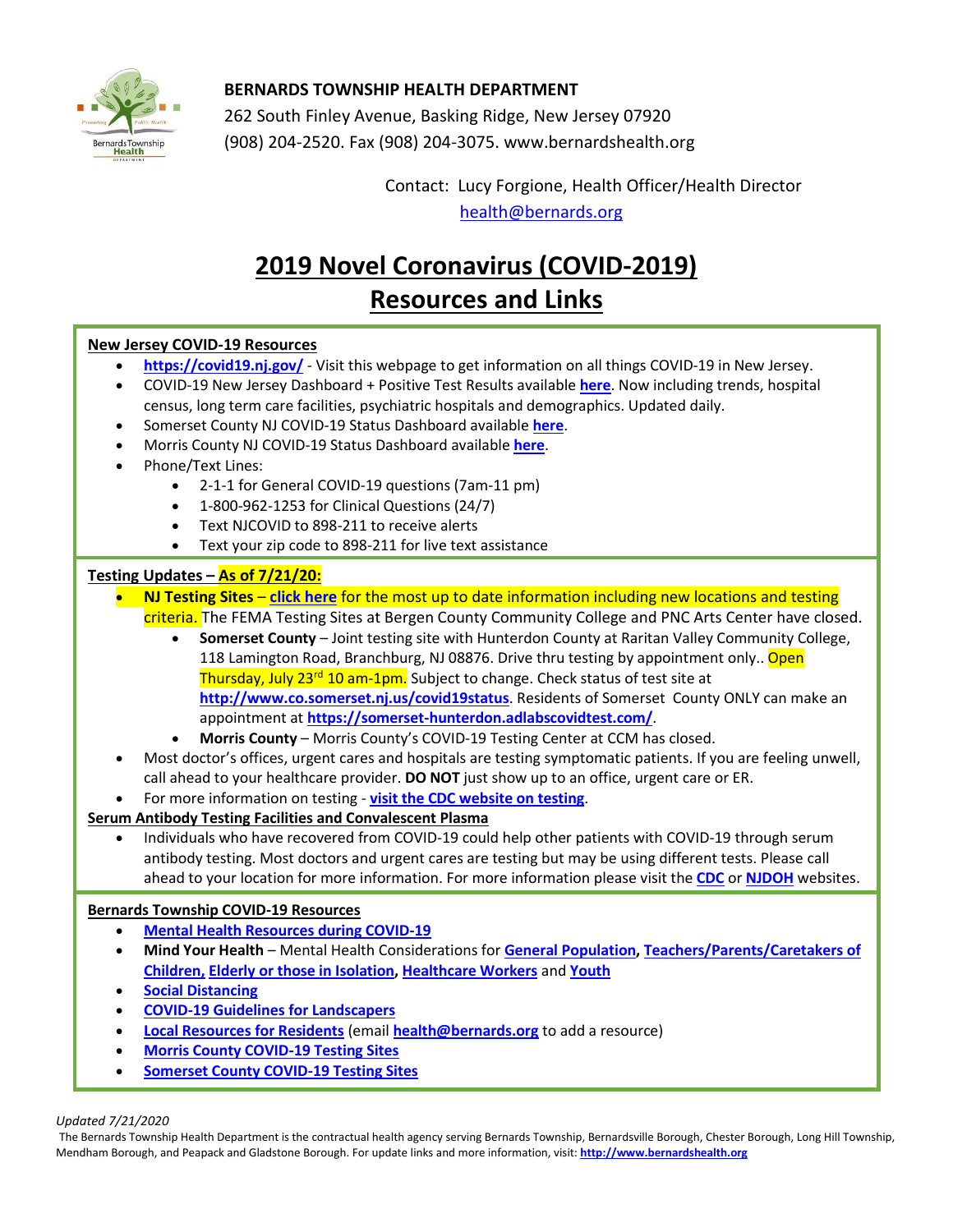**BERNARDS TOWNSHIP HEALTH DEPARTMENT**

262 South Finley Avenue, Basking Ridge, New Jersey 07920

(908) 204-2520. Fax (908) 204-3075. www.bernardshealth.org

Contact: Lucy Forgione, Health Officer/Health Director

health@bernards.org

# 2019 Novel Coronavirus (COVID-2019) Resources and Links

**New Jersey COVID-19 Resources**

- **https://covid19.nj.gov/** - Visit this webpage to get information on all things COVID-19 in New Jersey.
- COVID-19 New Jersey Dashboard + Positive Test Results available **here**. Now including trends, hospital census, long term care facilities, psychiatric hospitals and demographics. Updated daily.
- Somerset County NJ COVID-19 Status Dashboard available **here**.
- Morris County NJ COVID-19 Status Dashboard available **here**.
- Phone/Text Lines:
    - 2-1-1 for General COVID-19 questions (7am-11 pm)
    - 1-800-962-1253 for Clinical Questions (24/7)
    - Text NJCOVID to 898-211 to receive alerts
    - Text your zip code to 898-211 for live text assistance

**Testing Updates – As of 7/21/20:**

- **NJ Testing Sites** – **click here** for the most up to date information including new locations and testing criteria. The FEMA Testing Sites at Bergen County Community College and PNC Arts Center have closed.
    - **Somerset County** – Joint testing site with Hunterdon County at Raritan Valley Community College, 118 Lamington Road, Branchburg, NJ 08876. Drive thru testing by appointment only.. Open Thursday, July 23rd 10 am-1pm. Subject to change. Check status of test site at **http://www.co.somerset.nj.us/covid19status**. Residents of Somerset County ONLY can make an appointment at **https://somerset-hunterdon.adlabscovidtest.com/**.
    - **Morris County** – Morris County's COVID-19 Testing Center at CCM has closed.
- Most doctor's offices, urgent cares and hospitals are testing symptomatic patients. If you are feeling unwell, call ahead to your healthcare provider. **DO NOT** just show up to an office, urgent care or ER.
- For more information on testing - **visit the CDC website on testing**.

**Serum Antibody Testing Facilities and Convalescent Plasma**

- Individuals who have recovered from COVID-19 could help other patients with COVID-19 through serum antibody testing. Most doctors and urgent cares are testing but may be using different tests. Please call ahead to your location for more information. For more information please visit the **CDC** or **NJDOH** websites.

**Bernards Township COVID-19 Resources**

- **Mental Health Resources during COVID-19**
- **Mind Your Health** – Mental Health Considerations for **General Population**, **Teachers/Parents/Caretakers of Children**, **Elderly or those in Isolation**, **Healthcare Workers** and **Youth**
- **Social Distancing**
- **COVID-19 Guidelines for Landscapers**
- **Local Resources for Residents** (email **health@bernards.org** to add a resource)
- **Morris County COVID-19 Testing Sites**
- **Somerset County COVID-19 Testing Sites**

*Updated 7/21/2020*

The Bernards Township Health Department is the contractual health agency serving Bernards Township, Bernardsville Borough, Chester Borough, Long Hill Township, Mendham Borough, and Peapack and Gladstone Borough. For update links and more information, visit: **http://www.bernardshealth.org**